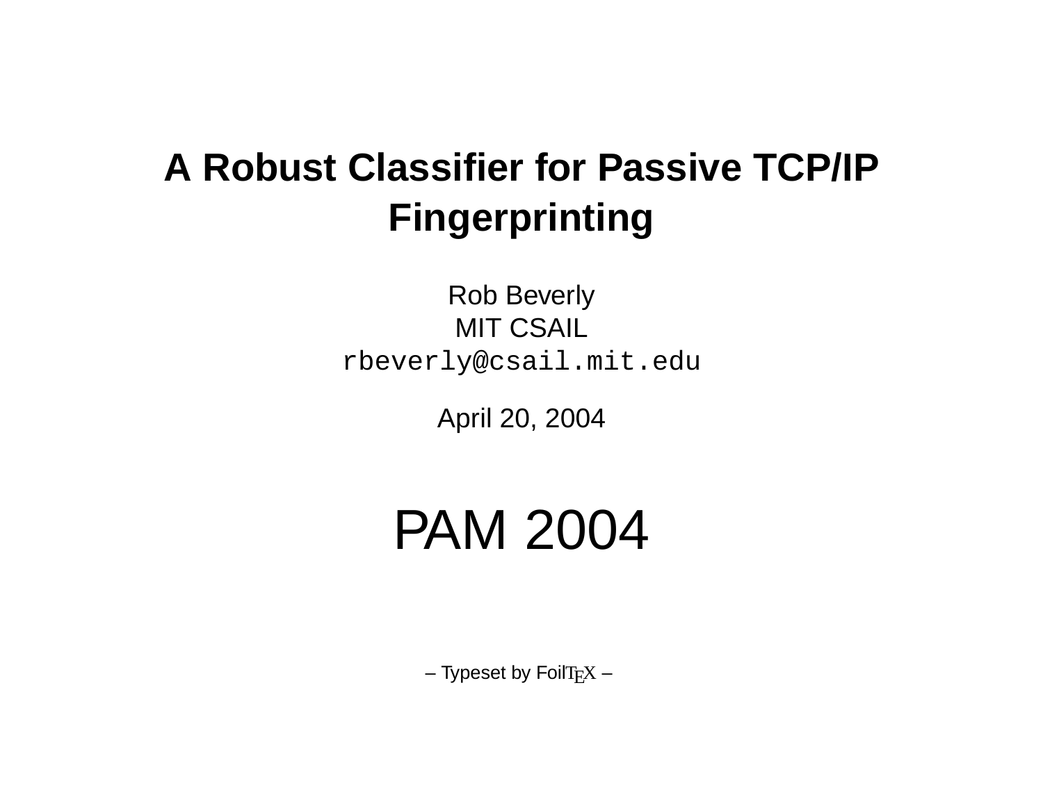# A Robust Classifier for Passive TCP/IP Fingerprinting

Rob Beverly
MIT CSAIL
rbeverly@csail.mit.edu

April 20, 2004

# PAM 2004

– Typeset by FoilTEX –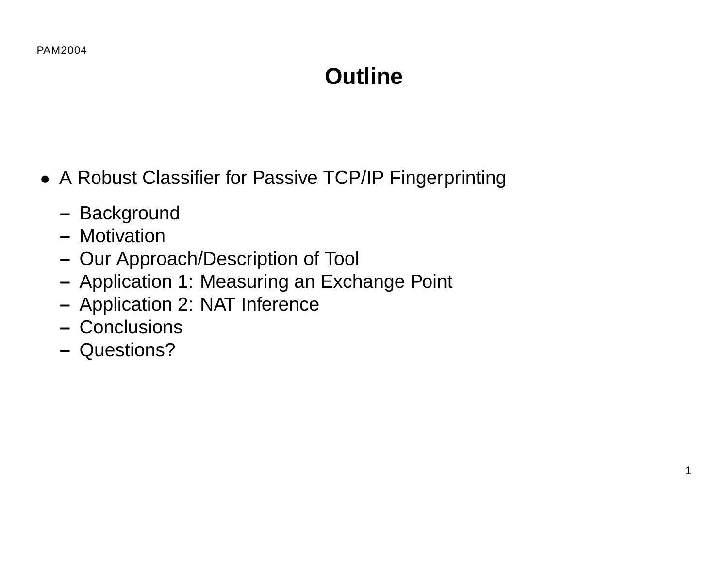# Outline

- A Robust Classifier for Passive TCP/IP Fingerprinting
  - Background
  - Motivation
  - Our Approach/Description of Tool
  - Application 1: Measuring an Exchange Point
  - Application 2: NAT Inference
  - Conclusions
  - Questions?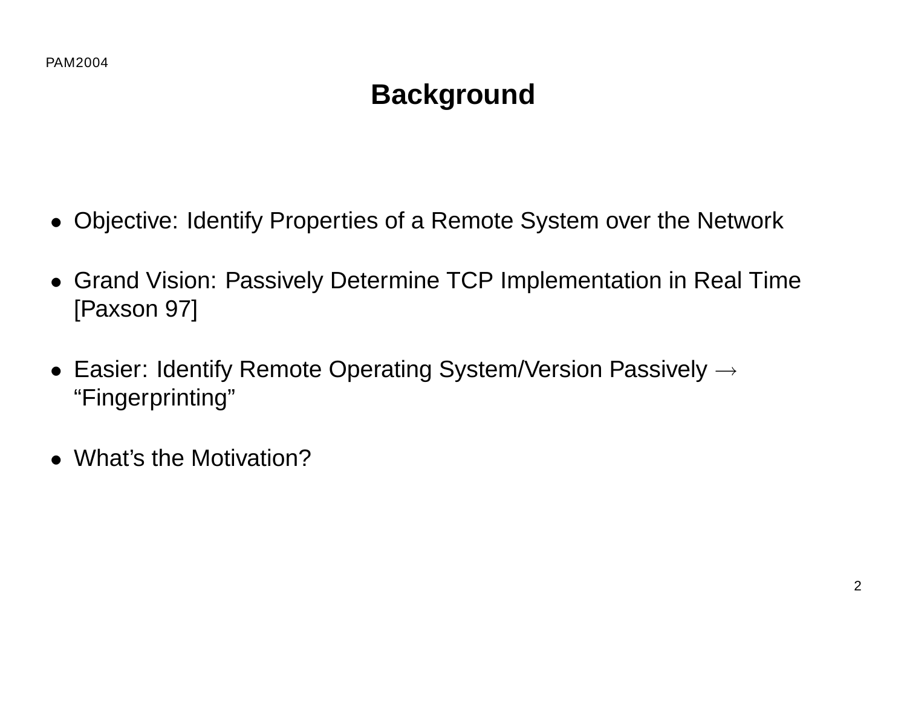# Background

- Objective: Identify Properties of a Remote System over the Network
- Grand Vision: Passively Determine TCP Implementation in Real Time [Paxson 97]
- Easier: Identify Remote Operating System/Version Passively $\rightarrow$ “Fingerprinting”
- What’s the Motivation?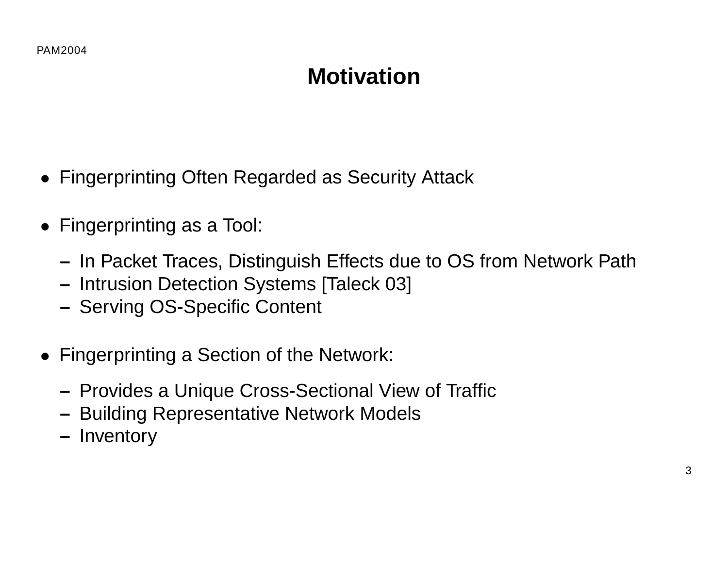# Motivation

- Fingerprinting Often Regarded as Security Attack
- Fingerprinting as a Tool:
  - In Packet Traces, Distinguish Effects due to OS from Network Path
  - Intrusion Detection Systems [Taleck 03]
  - Serving OS-Specific Content
- Fingerprinting a Section of the Network:
  - Provides a Unique Cross-Sectional View of Traffic
  - Building Representative Network Models
  - Inventory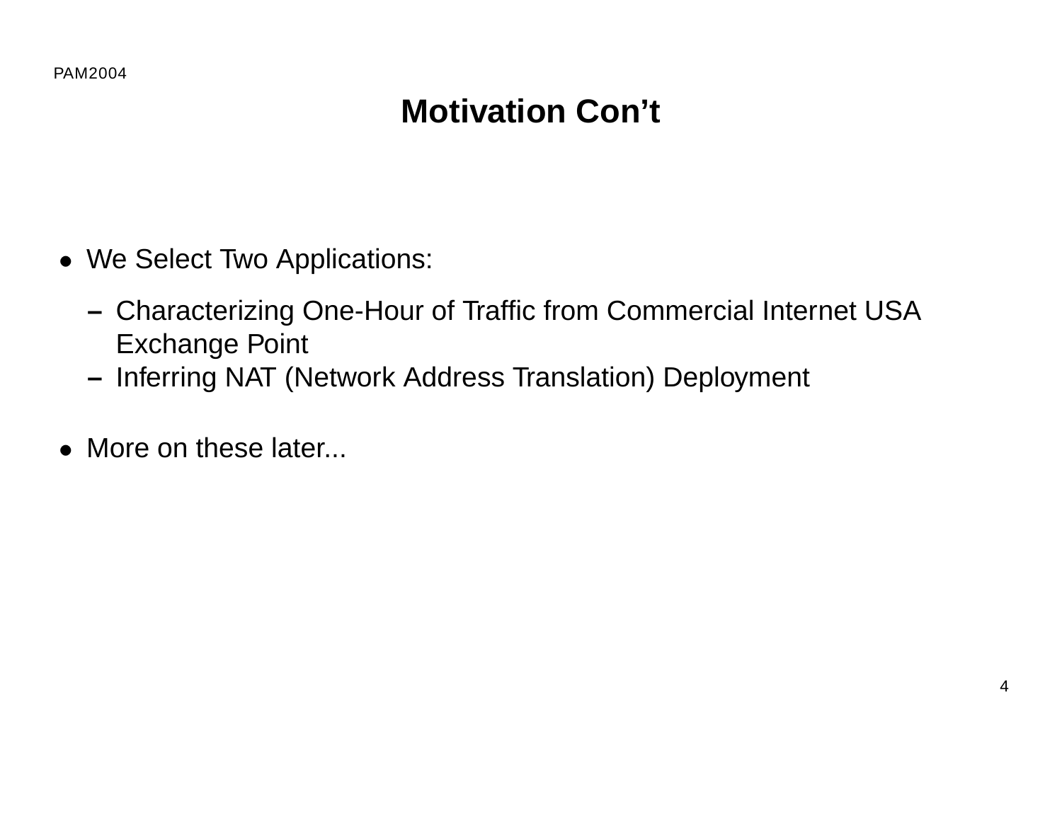# Motivation Con't

- We Select Two Applications:
  - Characterizing One-Hour of Traffic from Commercial Internet USA Exchange Point
  - Inferring NAT (Network Address Translation) Deployment
- More on these later...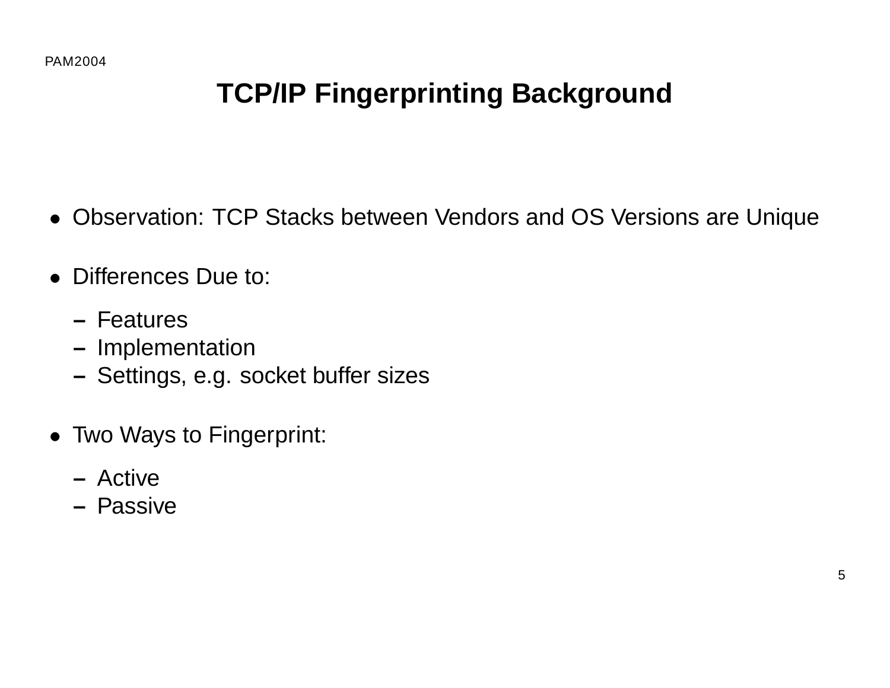# TCP/IP Fingerprinting Background

- Observation: TCP Stacks between Vendors and OS Versions are Unique
- Differences Due to:
  - Features
  - Implementation
  - Settings, e.g. socket buffer sizes
- Two Ways to Fingerprint:
  - Active
  - Passive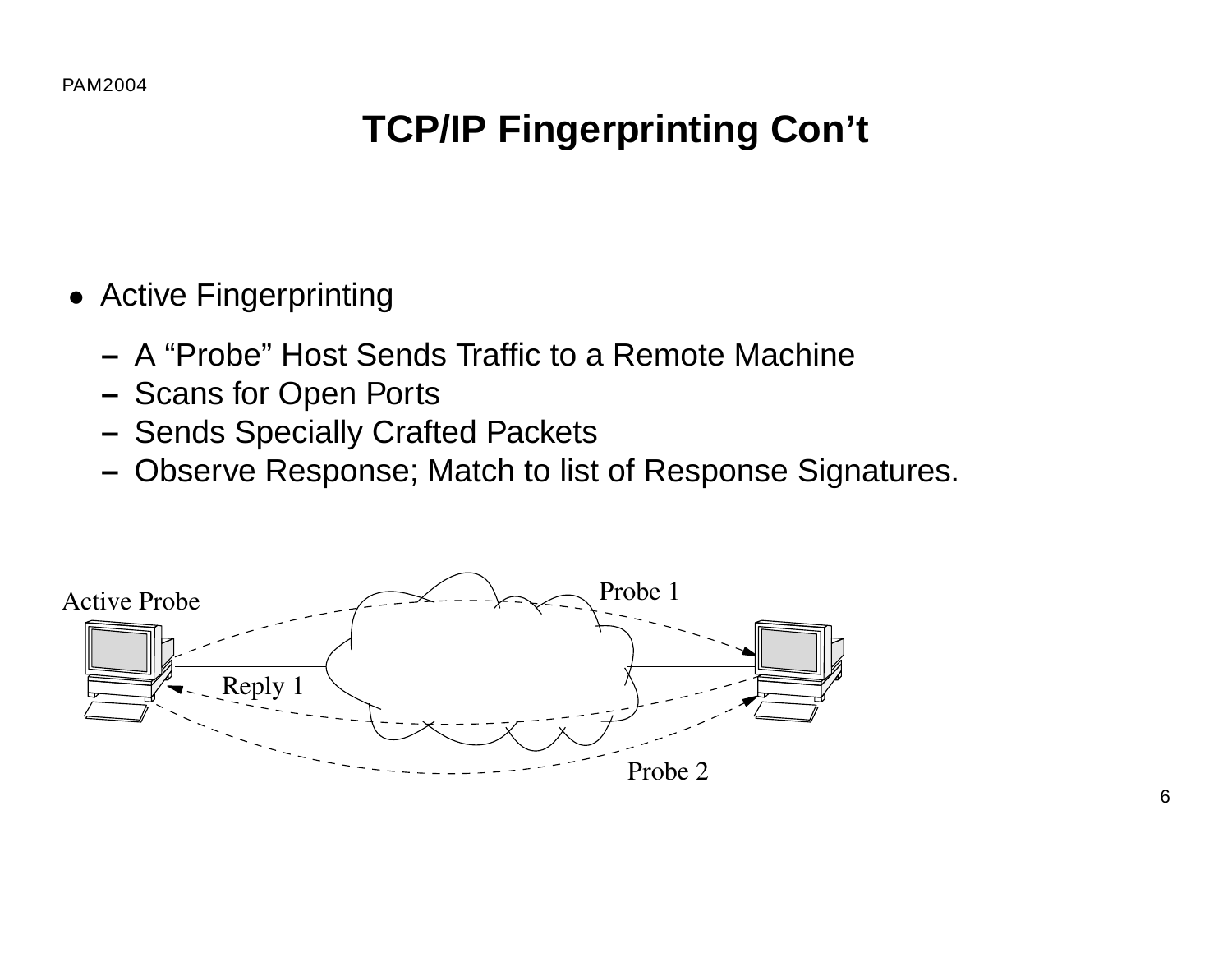# TCP/IP Fingerprinting Con't

- Active Fingerprinting
  - A "Probe" Host Sends Traffic to a Remote Machine
  - Scans for Open Ports
  - Sends Specially Crafted Packets
  - Observe Response; Match to list of Response Signatures.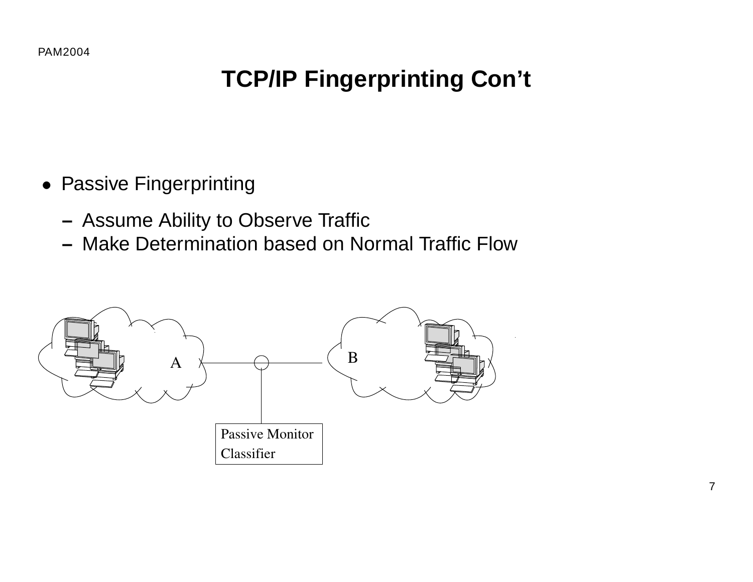# TCP/IP Fingerprinting Con't

- Passive Fingerprinting
  - Assume Ability to Observe Traffic
  - Make Determination based on Normal Traffic Flow

A

B

Passive Monitor
Classifier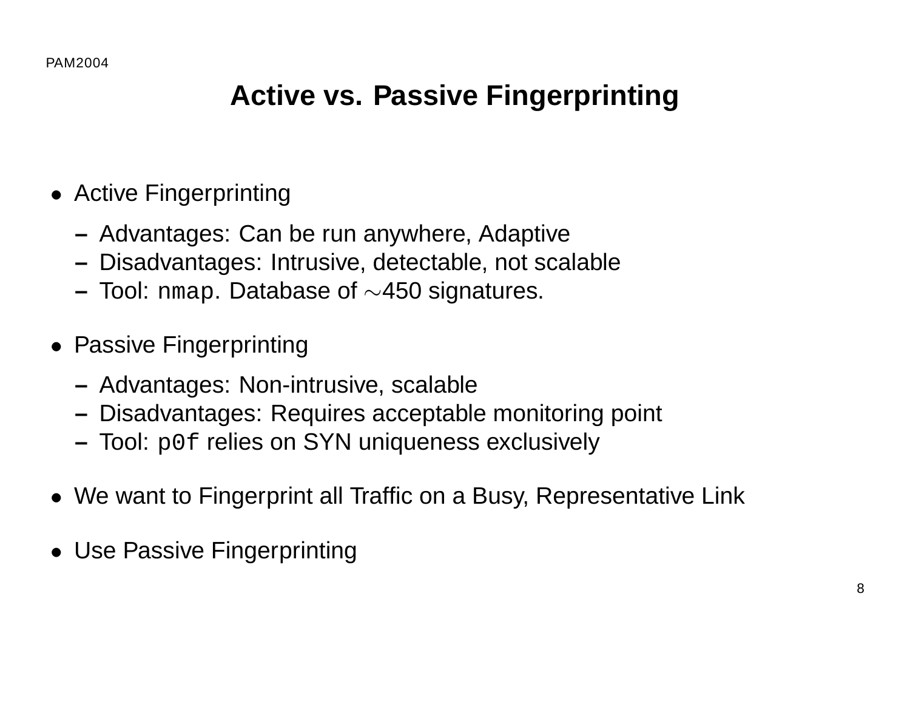# Active vs. Passive Fingerprinting

- Active Fingerprinting
  - Advantages: Can be run anywhere, Adaptive
  - Disadvantages: Intrusive, detectable, not scalable
  - Tool: `nmap`. Database of $\sim$450 signatures.
- Passive Fingerprinting
  - Advantages: Non-intrusive, scalable
  - Disadvantages: Requires acceptable monitoring point
  - Tool: `p0f` relies on SYN uniqueness exclusively
- We want to Fingerprint all Traffic on a Busy, Representative Link
- Use Passive Fingerprinting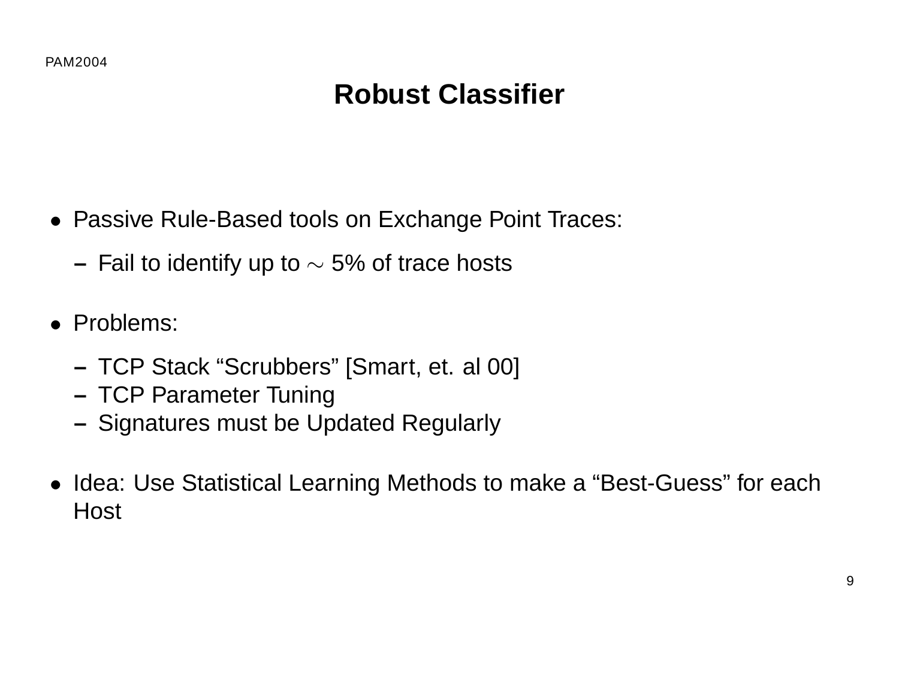# Robust Classifier

- Passive Rule-Based tools on Exchange Point Traces:
  - Fail to identify up to $\sim$ 5% of trace hosts
- Problems:
  - TCP Stack “Scrubbers” [Smart, et. al 00]
  - TCP Parameter Tuning
  - Signatures must be Updated Regularly
- Idea: Use Statistical Learning Methods to make a “Best-Guess” for each Host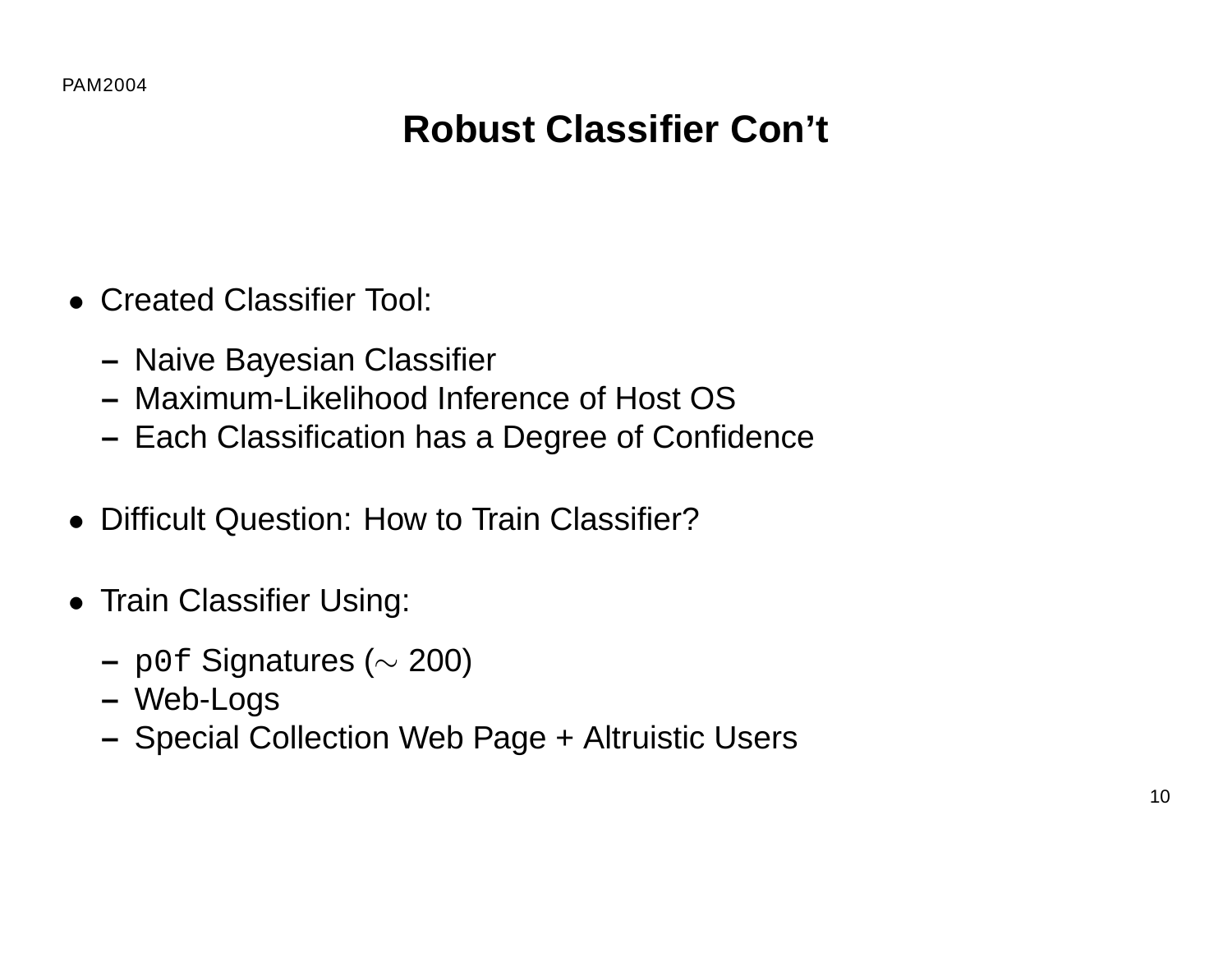# Robust Classifier Con't

- Created Classifier Tool:
  - Naive Bayesian Classifier
  - Maximum-Likelihood Inference of Host OS
  - Each Classification has a Degree of Confidence
- Difficult Question: How to Train Classifier?
- Train Classifier Using:
  - `p0f` Signatures ($\sim$ 200)
  - Web-Logs
  - Special Collection Web Page + Altruistic Users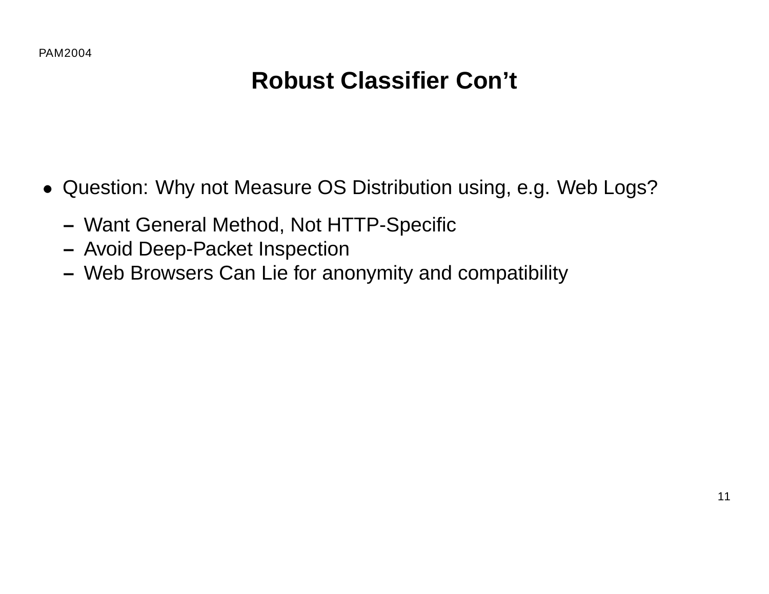# Robust Classifier Con't

- Question: Why not Measure OS Distribution using, e.g. Web Logs?
  - Want General Method, Not HTTP-Specific
  - Avoid Deep-Packet Inspection
  - Web Browsers Can Lie for anonymity and compatibility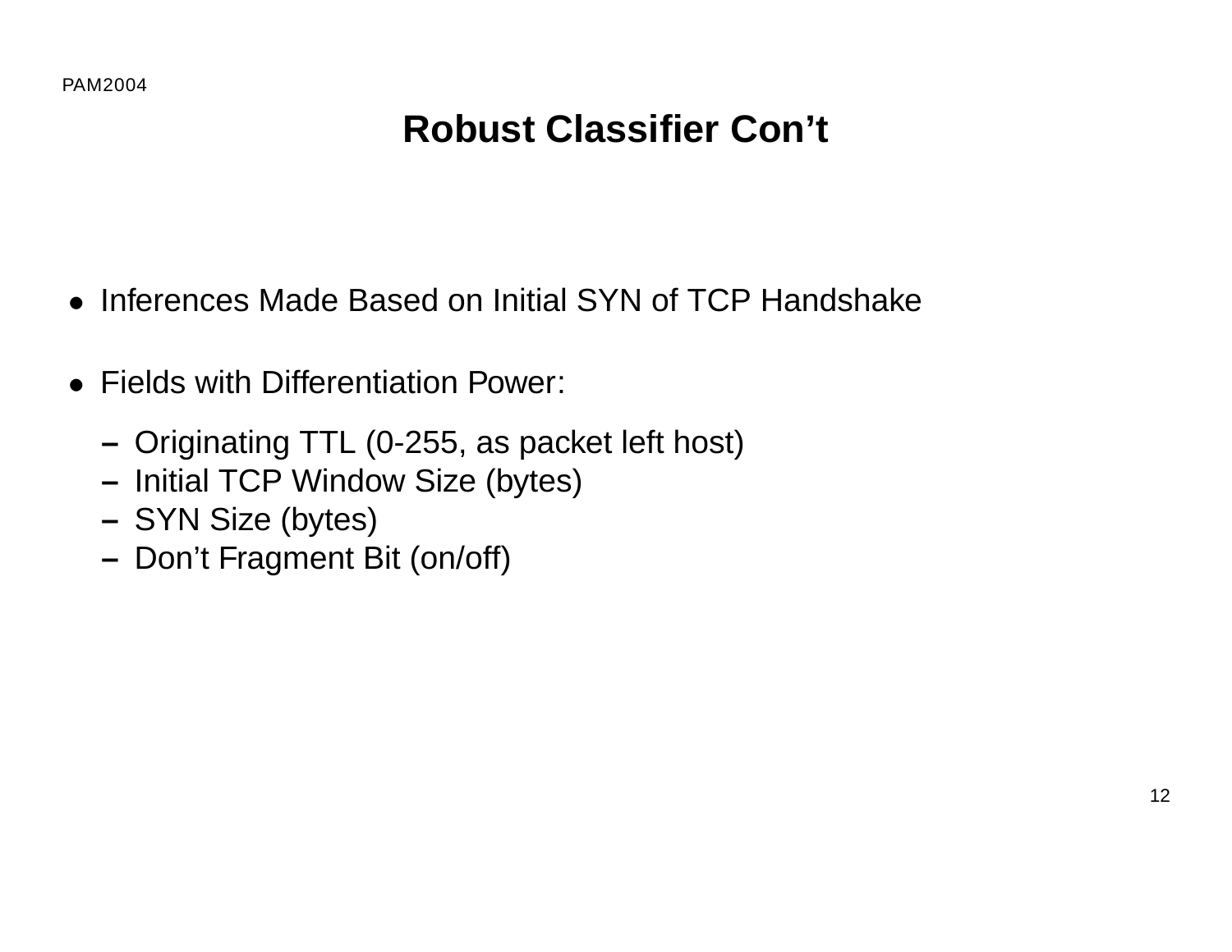# Robust Classifier Con't

- Inferences Made Based on Initial SYN of TCP Handshake
- Fields with Differentiation Power:
  - Originating TTL (0-255, as packet left host)
  - Initial TCP Window Size (bytes)
  - SYN Size (bytes)
  - Don't Fragment Bit (on/off)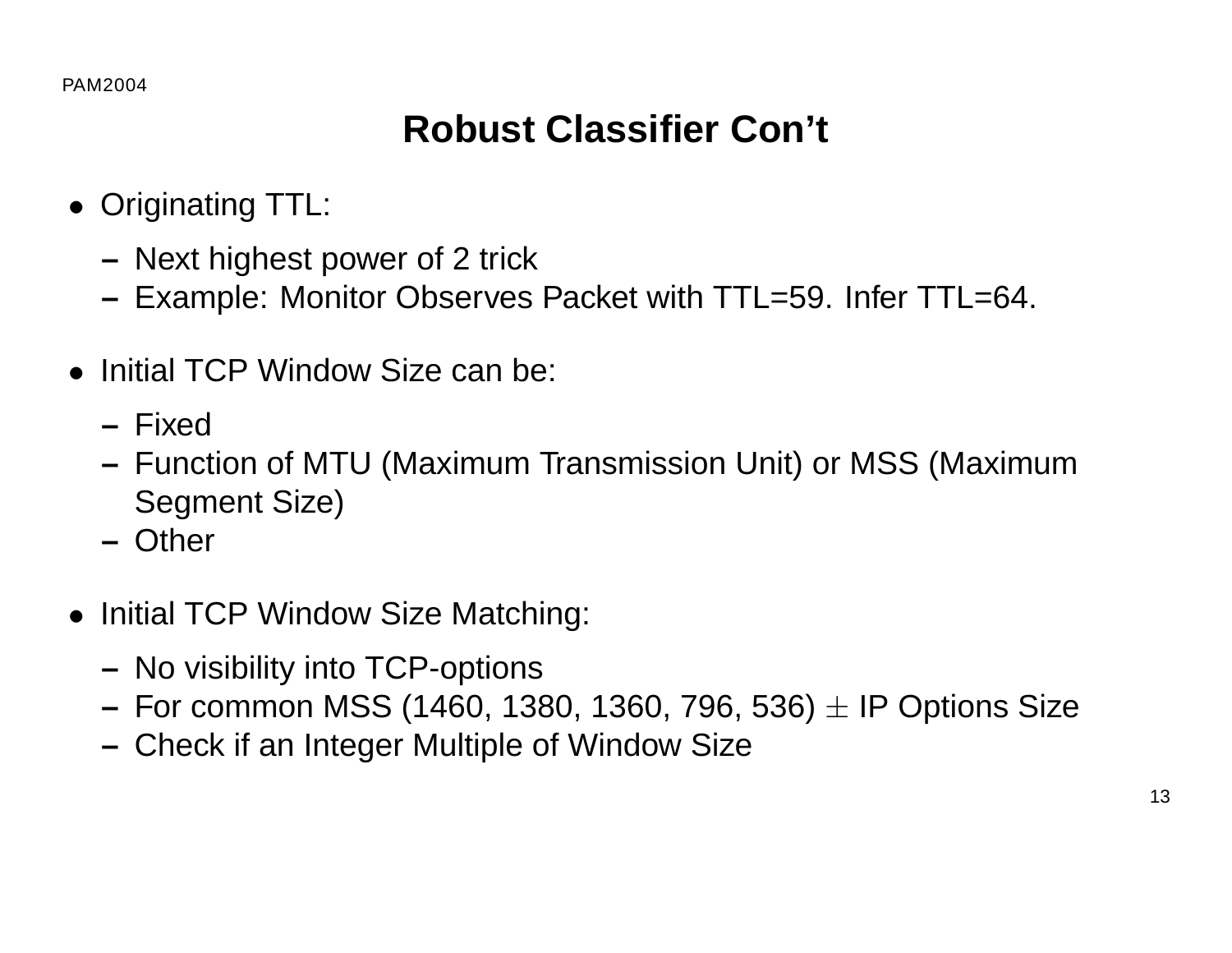# Robust Classifier Con't

- Originating TTL:
  - Next highest power of 2 trick
  - Example: Monitor Observes Packet with TTL=59. Infer TTL=64.
- Initial TCP Window Size can be:
  - Fixed
  - Function of MTU (Maximum Transmission Unit) or MSS (Maximum Segment Size)
  - Other
- Initial TCP Window Size Matching:
  - No visibility into TCP-options
  - For common MSS (1460, 1380, 1360, 796, 536) $\pm$ IP Options Size
  - Check if an Integer Multiple of Window Size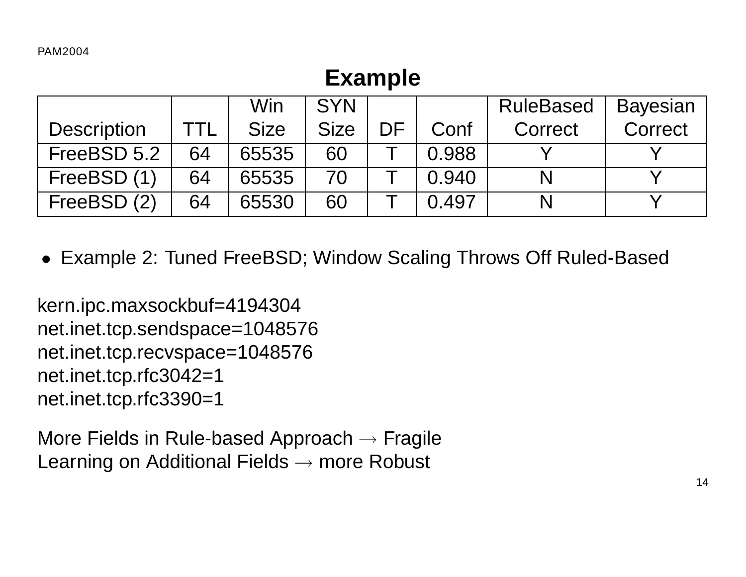# Example

| Description | TTL | Win Size | SYN Size | DF | Conf | RuleBased Correct | Bayesian Correct |
|---|---|---|---|---|---|---|---|
| FreeBSD 5.2 | 64 | 65535 | 60 | T | 0.988 | Y | Y |
| FreeBSD (1) | 64 | 65535 | 70 | T | 0.940 | N | Y |
| FreeBSD (2) | 64 | 65530 | 60 | T | 0.497 | N | Y |

- Example 2: Tuned FreeBSD; Window Scaling Throws Off Ruled-Based

kern.ipc.maxsockbuf=4194304
net.inet.tcp.sendspace=1048576
net.inet.tcp.recvspace=1048576
net.inet.tcp.rfc3042=1
net.inet.tcp.rfc3390=1

More Fields in Rule-based Approach $\rightarrow$ Fragile
Learning on Additional Fields $\rightarrow$ more Robust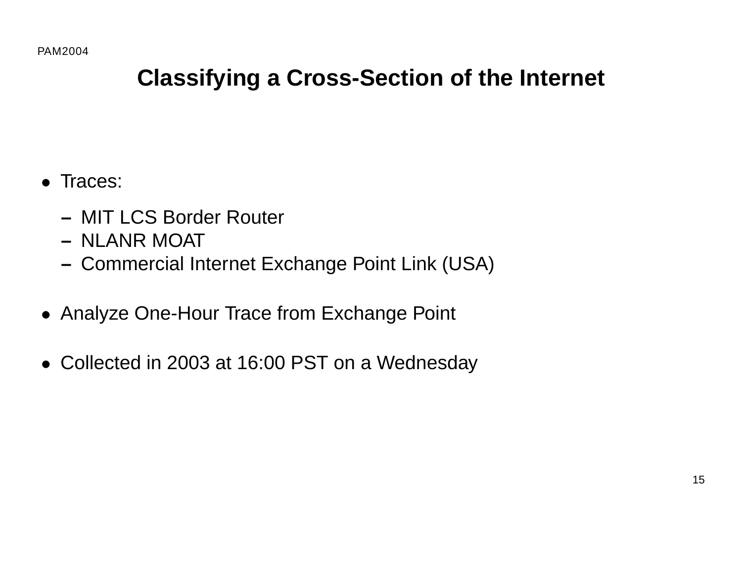# Classifying a Cross-Section of the Internet

- Traces:
  - MIT LCS Border Router
  - NLANR MOAT
  - Commercial Internet Exchange Point Link (USA)
- Analyze One-Hour Trace from Exchange Point
- Collected in 2003 at 16:00 PST on a Wednesday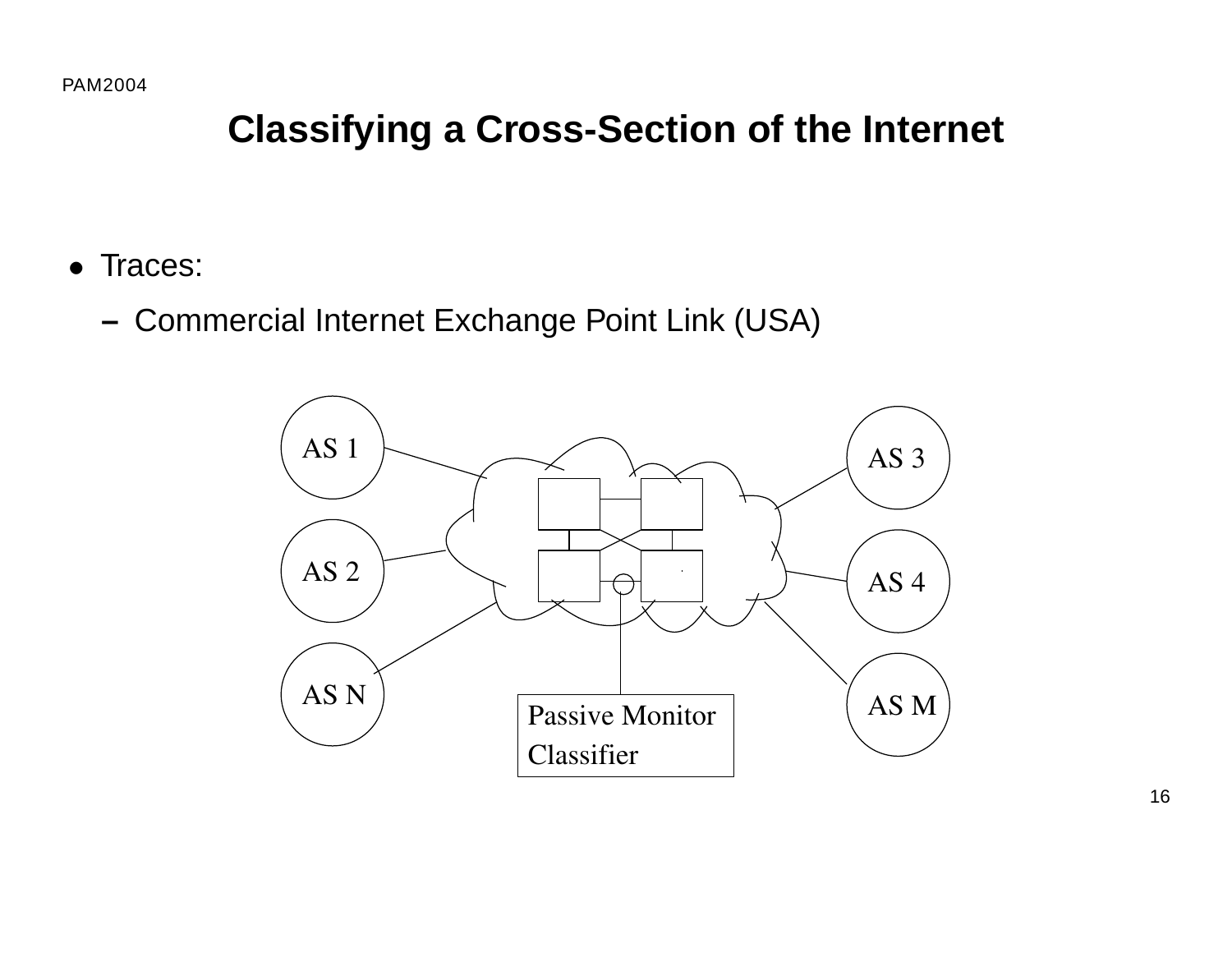# Classifying a Cross-Section of the Internet

- Traces:
  - Commercial Internet Exchange Point Link (USA)

AS 1

AS 2

AS N

AS 3

AS 4

AS M

Passive Monitor Classifier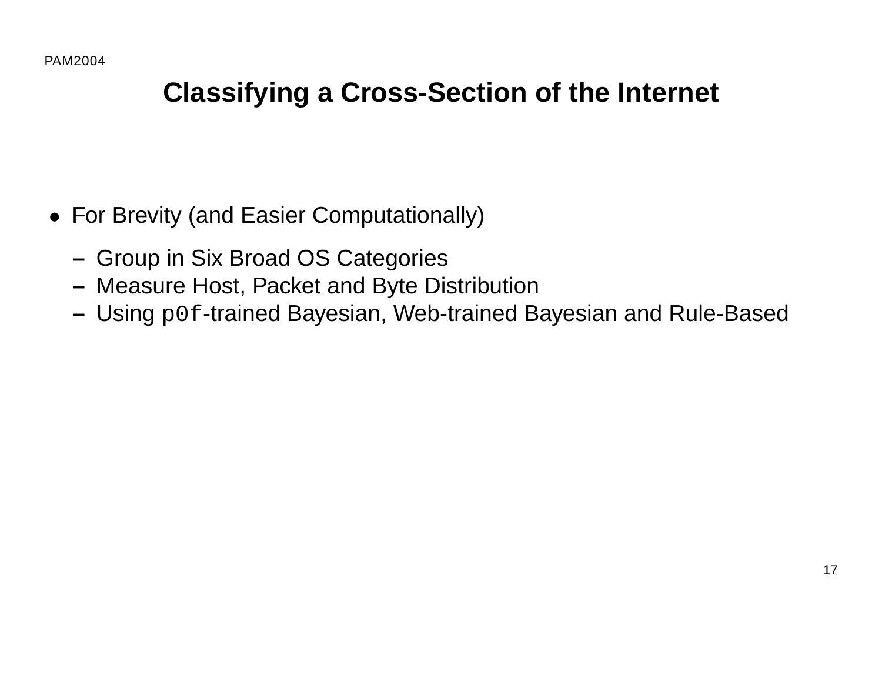# Classifying a Cross-Section of the Internet

- For Brevity (and Easier Computationally)
  - Group in Six Broad OS Categories
  - Measure Host, Packet and Byte Distribution
  - Using `p0f`-trained Bayesian, Web-trained Bayesian and Rule-Based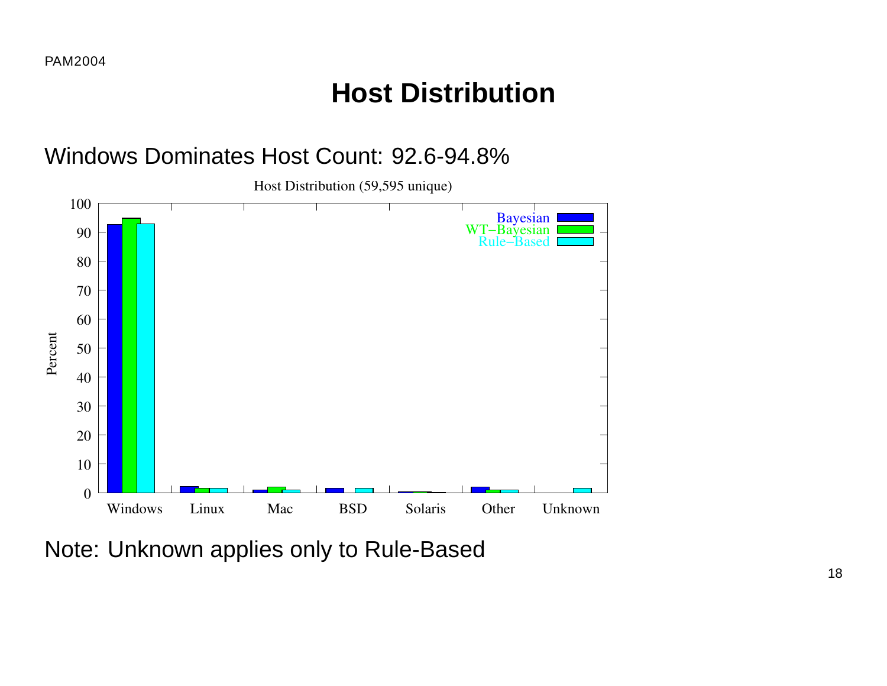# Host Distribution

Windows Dominates Host Count: 92.6-94.8%

Host Distribution (59,595 unique)

Note: Unknown applies only to Rule-Based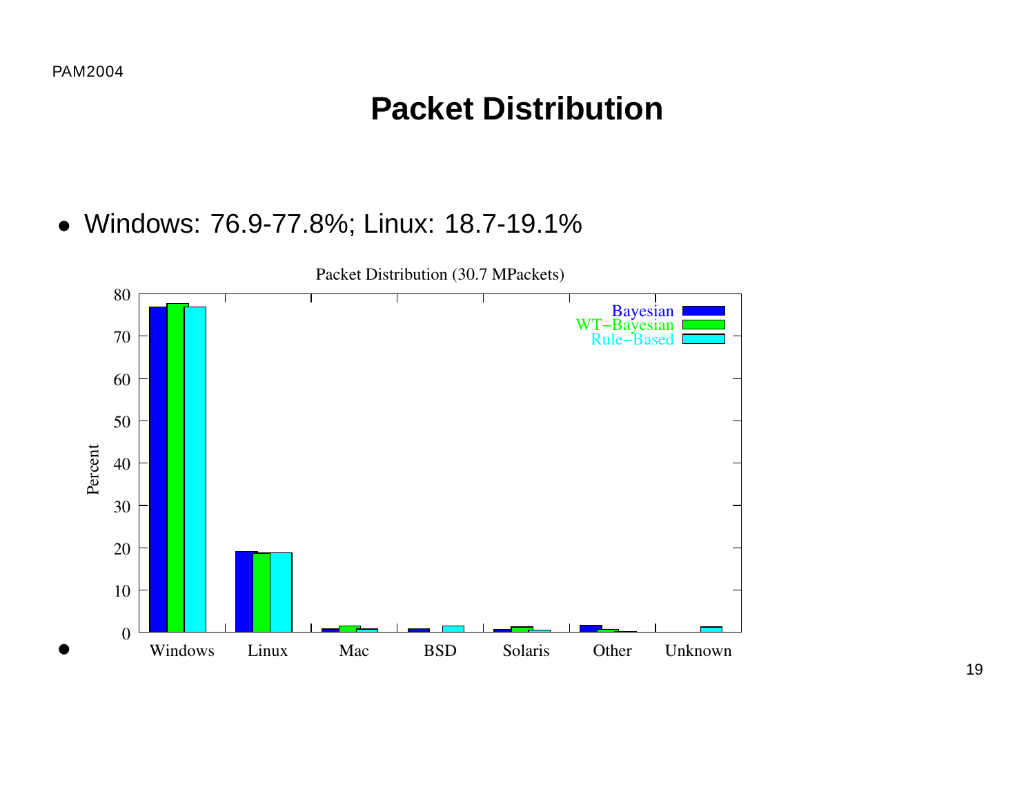# Packet Distribution

- Windows: 76.9-77.8%; Linux: 18.7-19.1%

Packet Distribution (30.7 MPackets)

-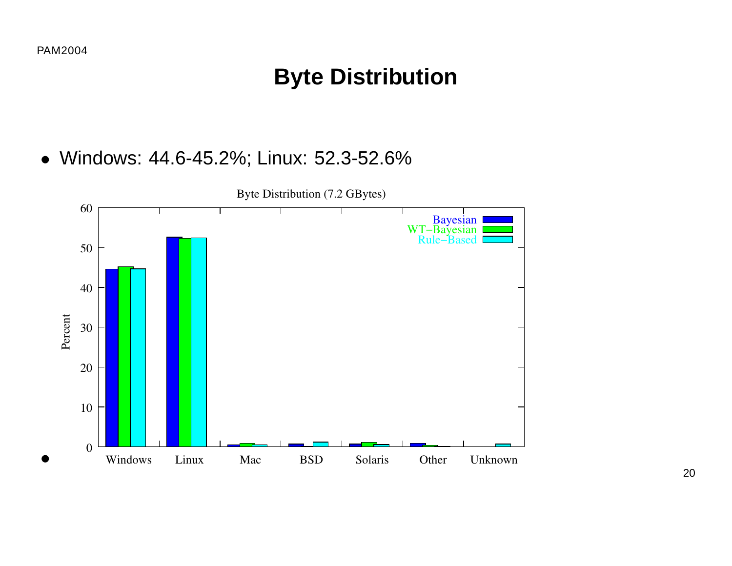# Byte Distribution

- Windows: 44.6-45.2%; Linux: 52.3-52.6%

Byte Distribution (7.2 GBytes)

-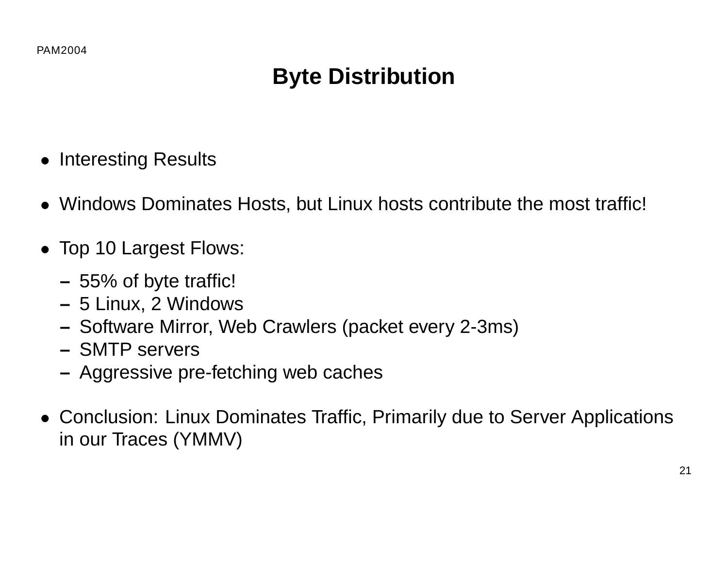# Byte Distribution

- Interesting Results
- Windows Dominates Hosts, but Linux hosts contribute the most traffic!
- Top 10 Largest Flows:
  - 55% of byte traffic!
  - 5 Linux, 2 Windows
  - Software Mirror, Web Crawlers (packet every 2-3ms)
  - SMTP servers
  - Aggressive pre-fetching web caches
- Conclusion: Linux Dominates Traffic, Primarily due to Server Applications in our Traces (YMMV)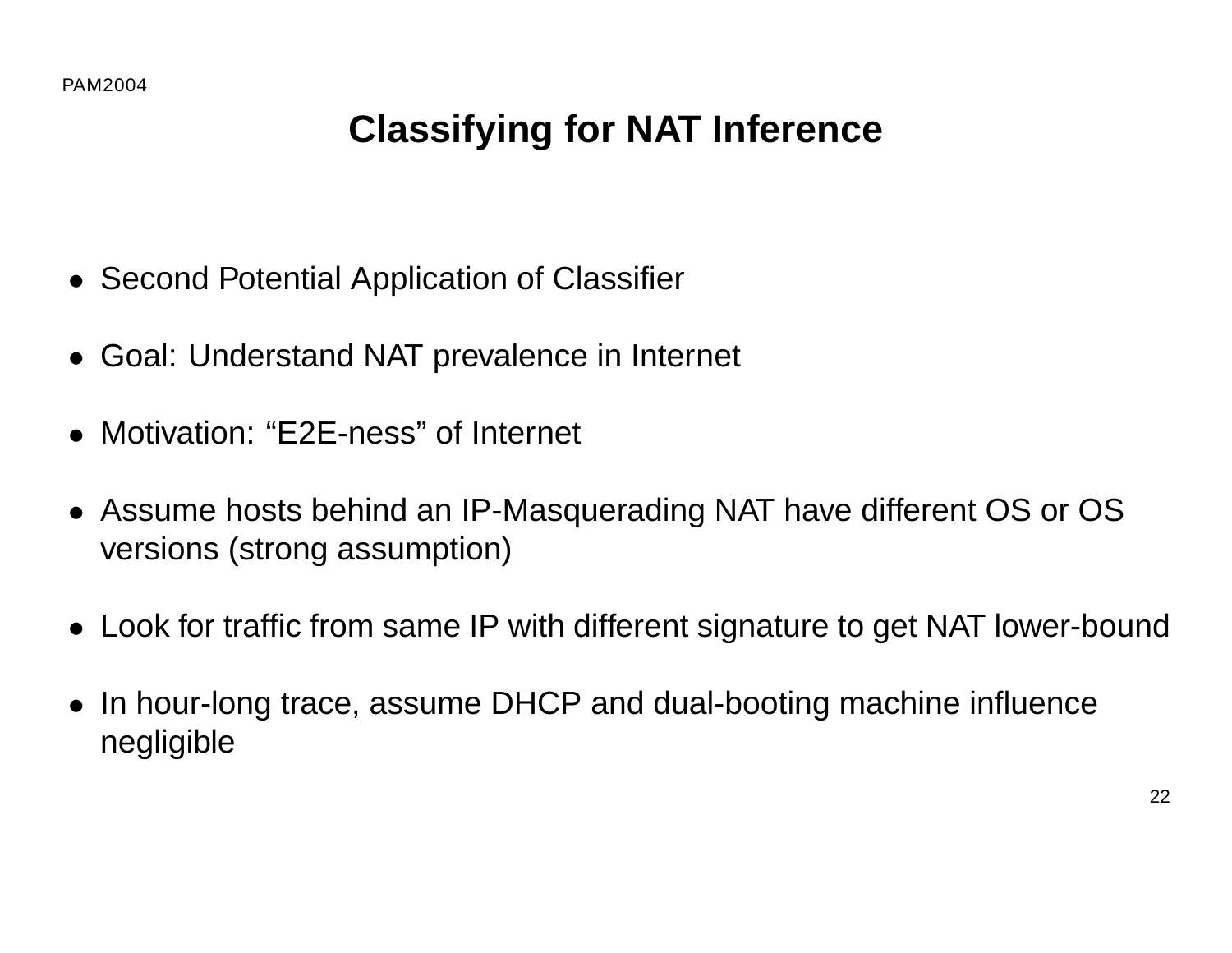# Classifying for NAT Inference

- Second Potential Application of Classifier
- Goal: Understand NAT prevalence in Internet
- Motivation: “E2E-ness” of Internet
- Assume hosts behind an IP-Masquerading NAT have different OS or OS versions (strong assumption)
- Look for traffic from same IP with different signature to get NAT lower-bound
- In hour-long trace, assume DHCP and dual-booting machine influence negligible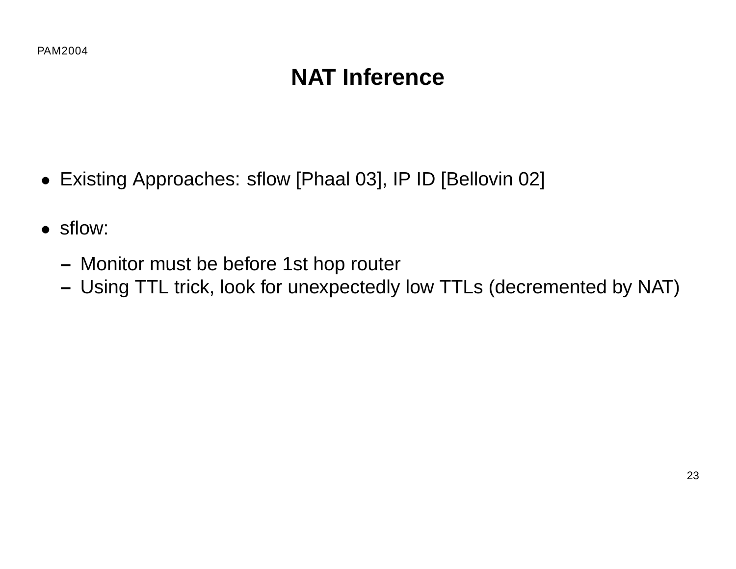# NAT Inference

- Existing Approaches: sflow [Phaal 03], IP ID [Bellovin 02]
- sflow:
  - Monitor must be before 1st hop router
  - Using TTL trick, look for unexpectedly low TTLs (decremented by NAT)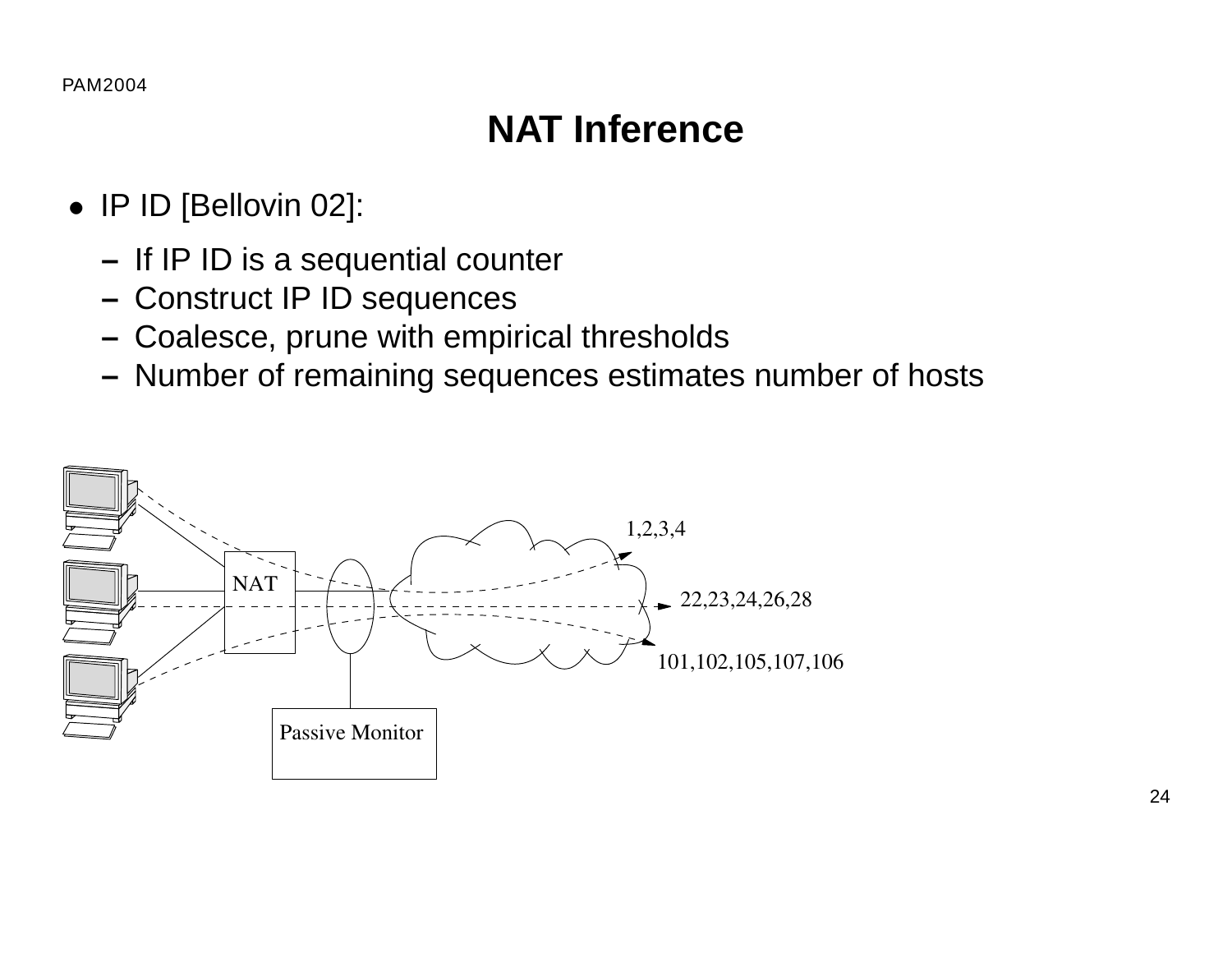# NAT Inference

- IP ID [Bellovin 02]:
  - If IP ID is a sequential counter
  - Construct IP ID sequences
  - Coalesce, prune with empirical thresholds
  - Number of remaining sequences estimates number of hosts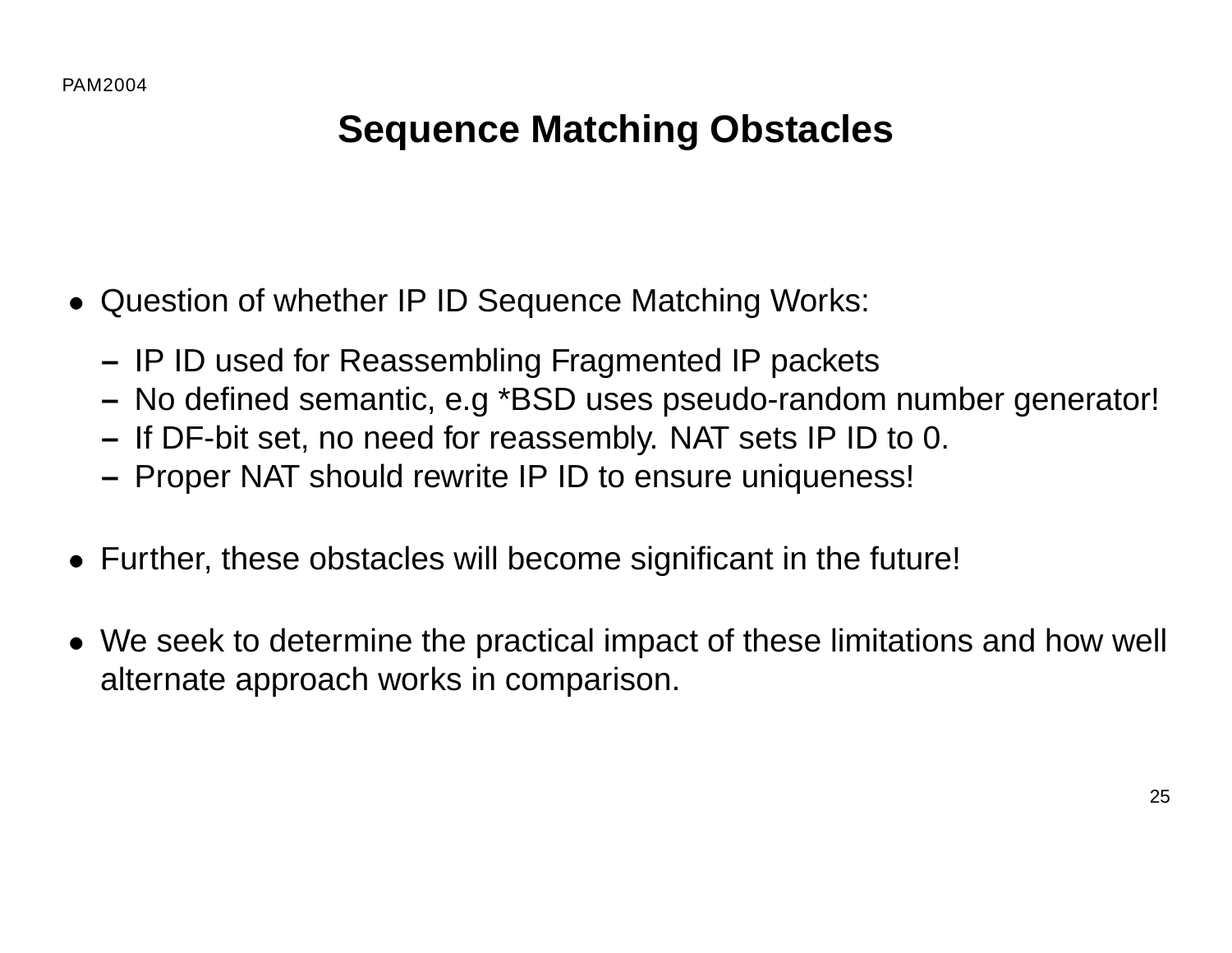# Sequence Matching Obstacles

- Question of whether IP ID Sequence Matching Works:
  - IP ID used for Reassembling Fragmented IP packets
  - No defined semantic, e.g *BSD uses pseudo-random number generator!
  - If DF-bit set, no need for reassembly. NAT sets IP ID to 0.
  - Proper NAT should rewrite IP ID to ensure uniqueness!
- Further, these obstacles will become significant in the future!
- We seek to determine the practical impact of these limitations and how well alternate approach works in comparison.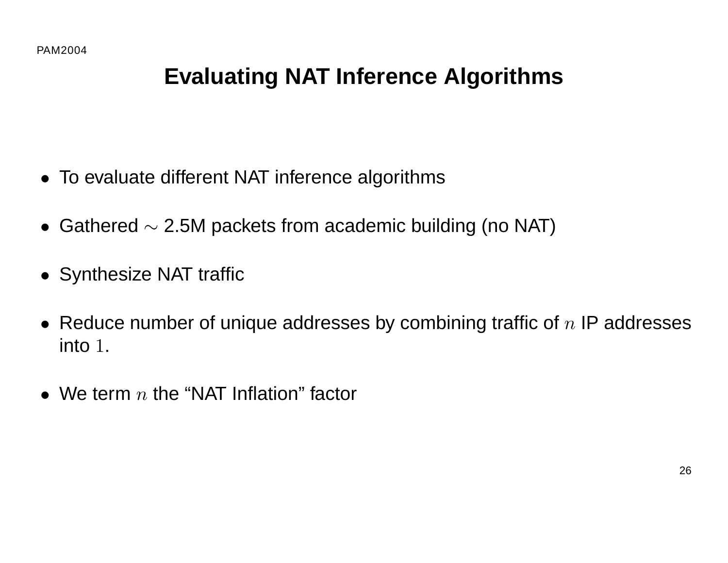# Evaluating NAT Inference Algorithms

- To evaluate different NAT inference algorithms
- Gathered $\sim$ 2.5M packets from academic building (no NAT)
- Synthesize NAT traffic
- Reduce number of unique addresses by combining traffic of $n$ IP addresses into $1$.
- We term $n$ the "NAT Inflation" factor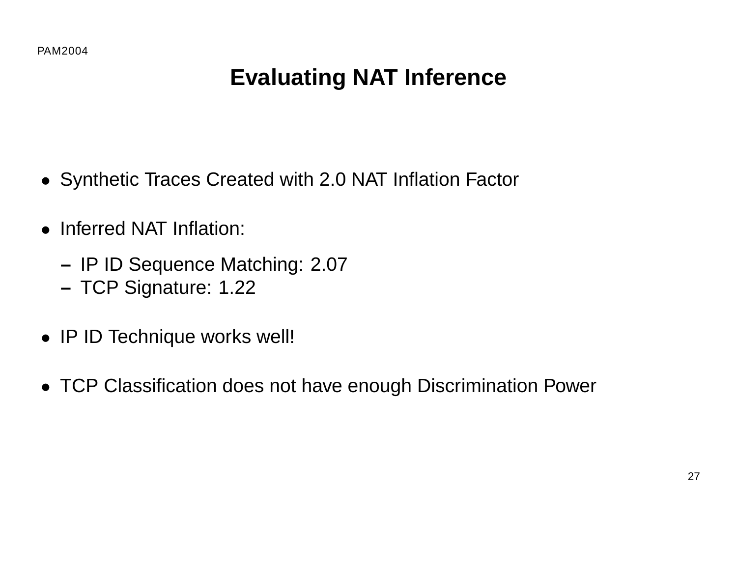# Evaluating NAT Inference

- Synthetic Traces Created with 2.0 NAT Inflation Factor
- Inferred NAT Inflation:
  - IP ID Sequence Matching: 2.07
  - TCP Signature: 1.22
- IP ID Technique works well!
- TCP Classification does not have enough Discrimination Power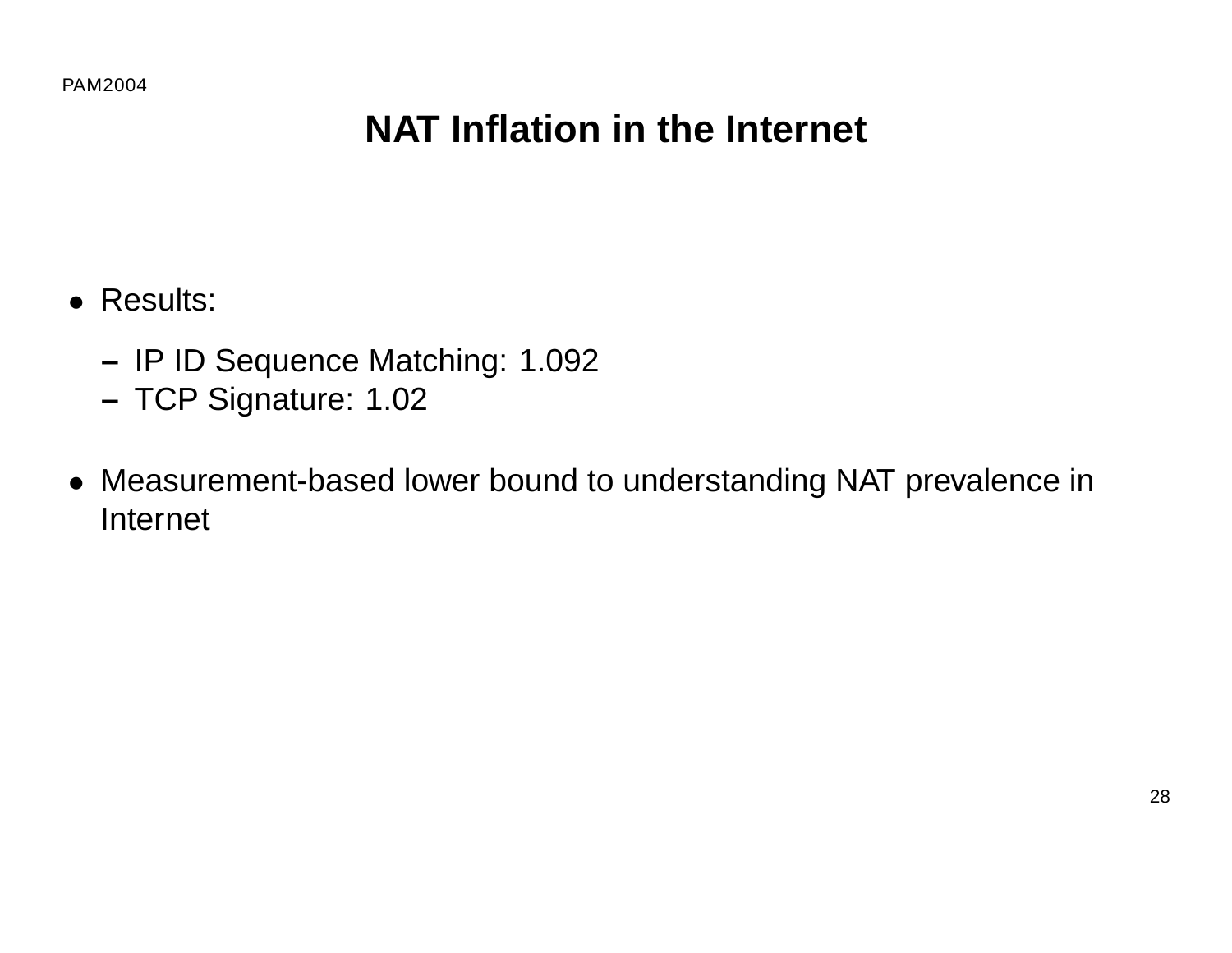# NAT Inflation in the Internet

- Results:
  - IP ID Sequence Matching: 1.092
  - TCP Signature: 1.02
- Measurement-based lower bound to understanding NAT prevalence in Internet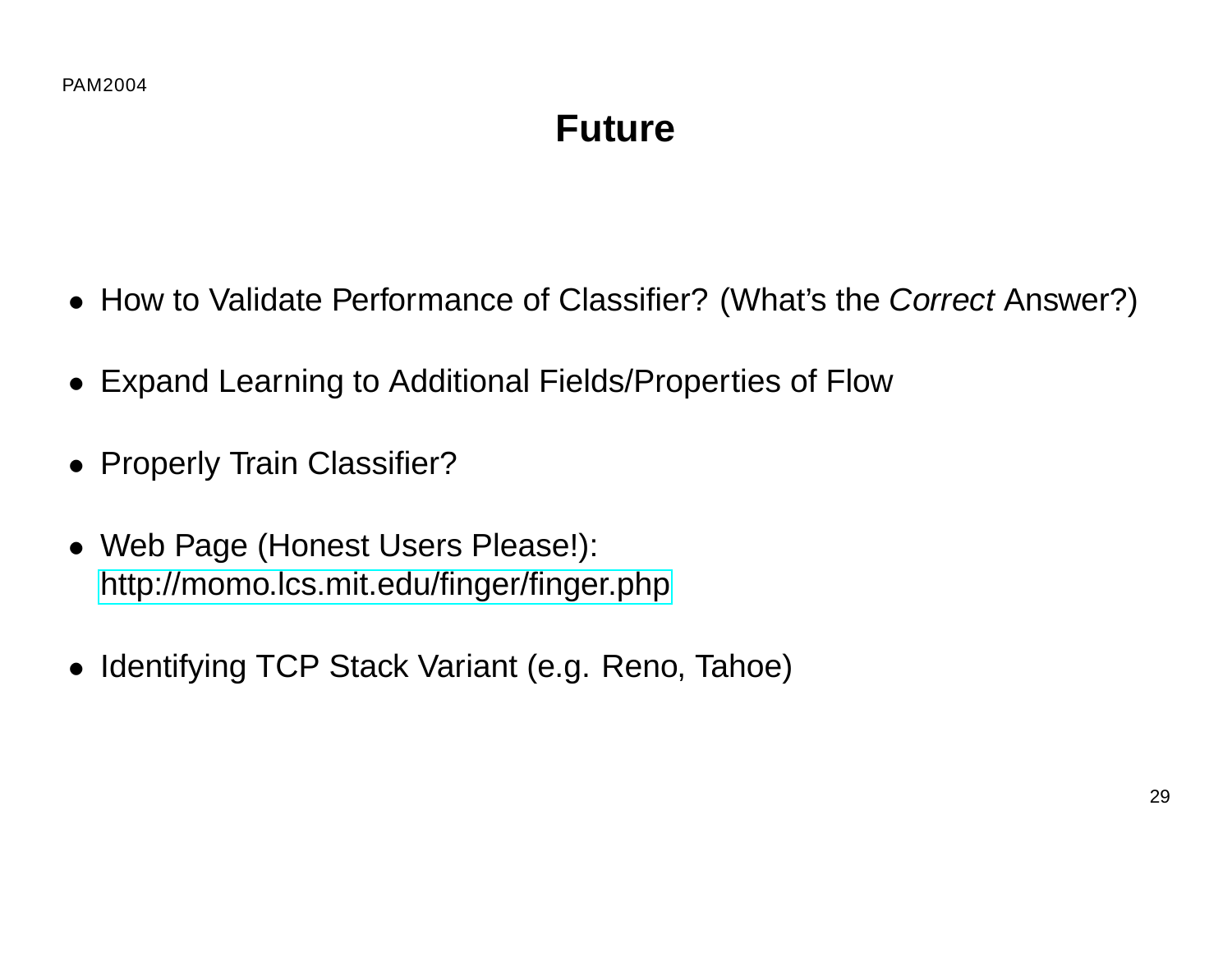# Future

- How to Validate Performance of Classifier? (What's the *Correct* Answer?)
- Expand Learning to Additional Fields/Properties of Flow
- Properly Train Classifier?
- Web Page (Honest Users Please!):
  http://momo.lcs.mit.edu/finger/finger.php
- Identifying TCP Stack Variant (e.g. Reno, Tahoe)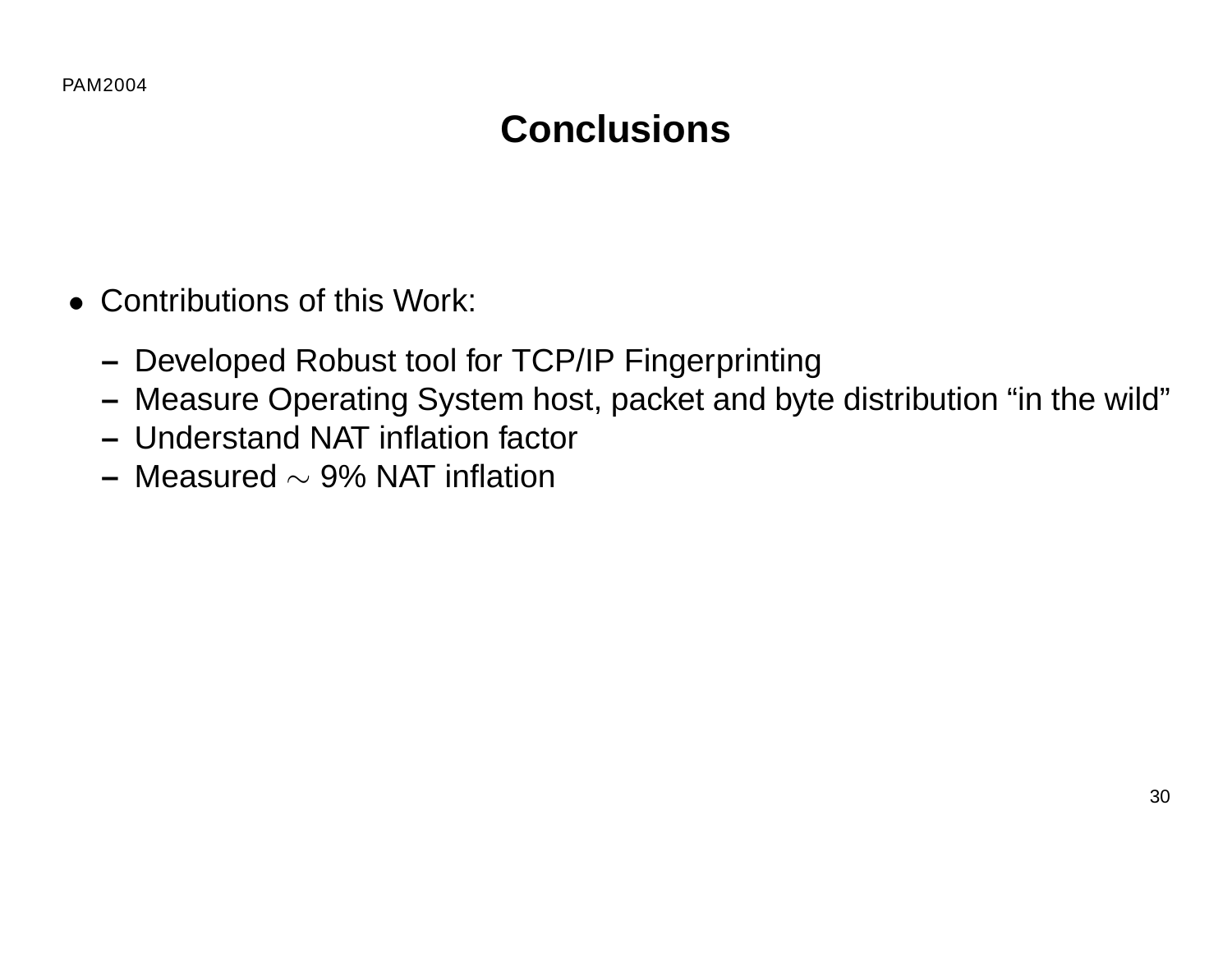# Conclusions

- Contributions of this Work:
  - Developed Robust tool for TCP/IP Fingerprinting
  - Measure Operating System host, packet and byte distribution “in the wild”
  - Understand NAT inflation factor
  - Measured $\sim$ 9% NAT inflation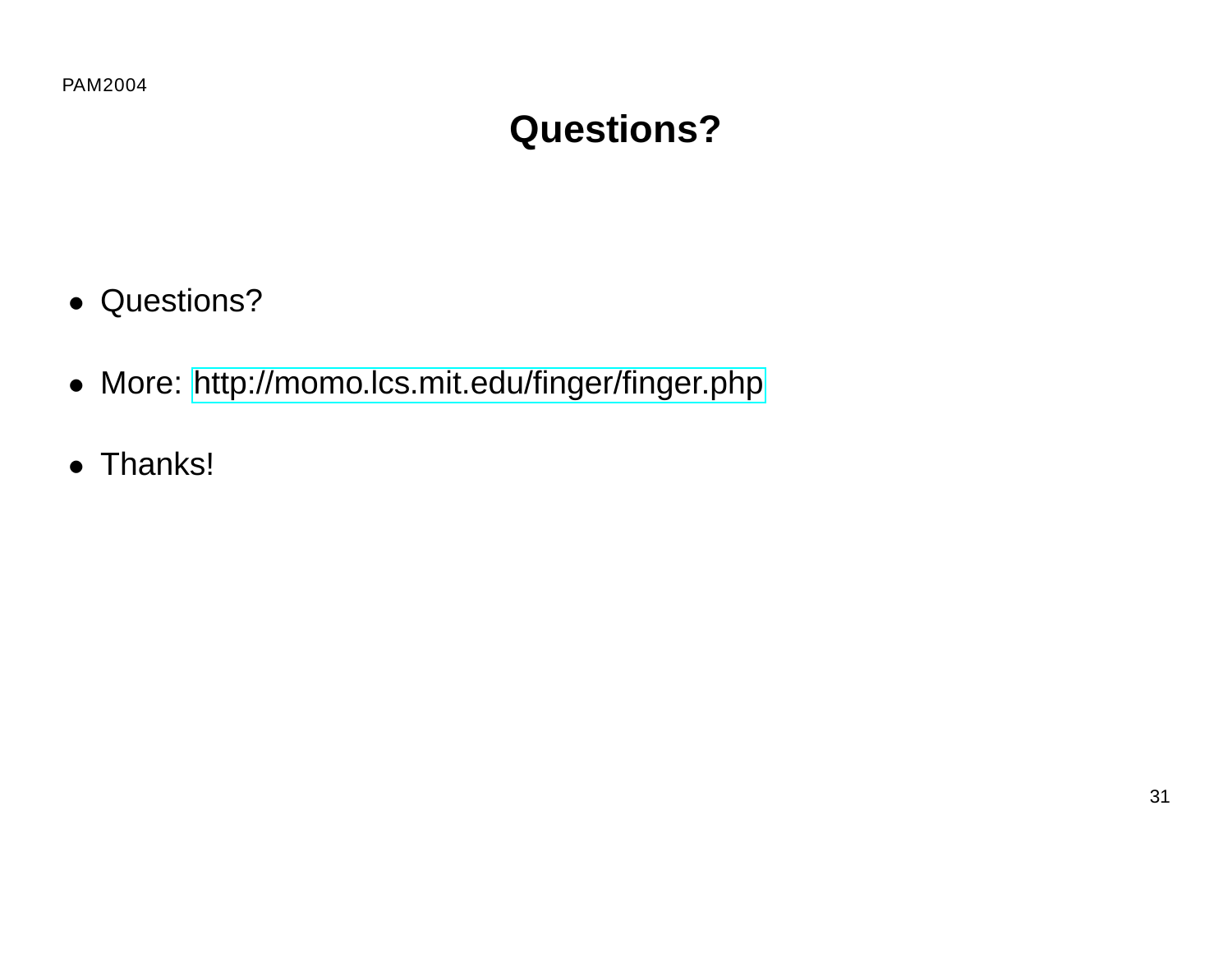# Questions?

- Questions?
- More: http://momo.lcs.mit.edu/finger/finger.php
- Thanks!